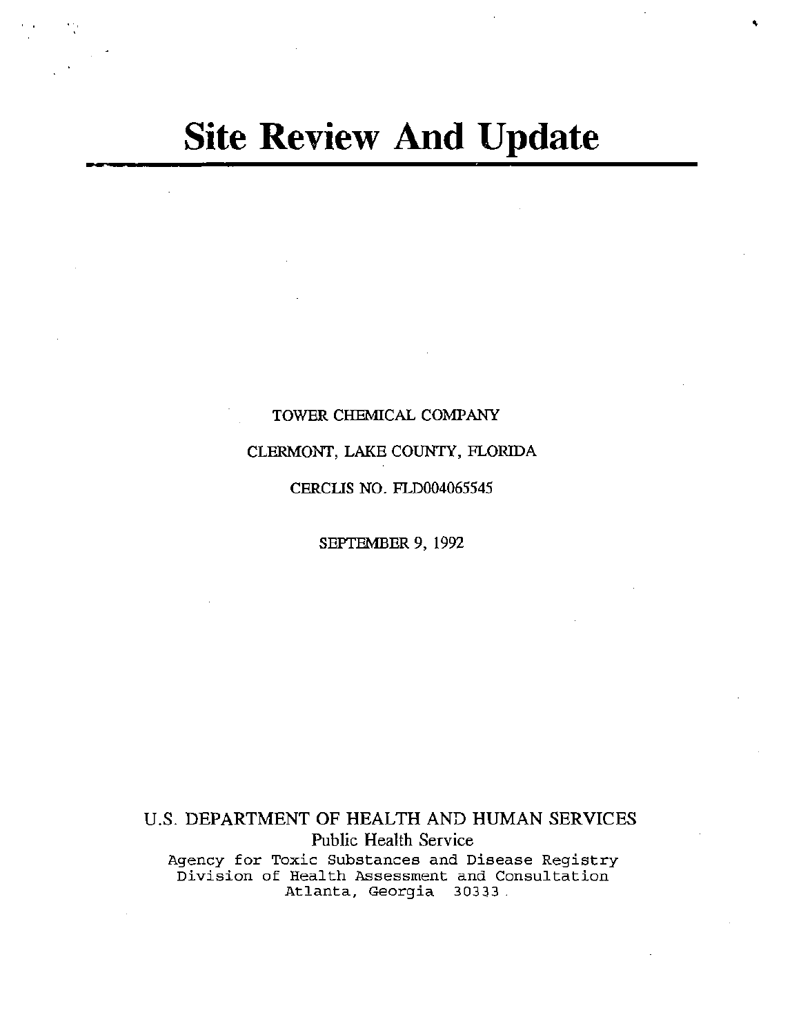# Site Review And Update

TOWER CHEMICAL COMPANY

CLERMONT, LAKE COUNTY, FLORIDA

CERCLIS NO. FLD004065545

SEPTEMBER 9, 1992

U.S. DEPARTMENT OF HEALTH AND HUMAN SERVICES
Public Health Service
Agency for Toxic Substances and Disease Registry
Division of Health Assessment and Consultation
Atlanta, Georgia 30333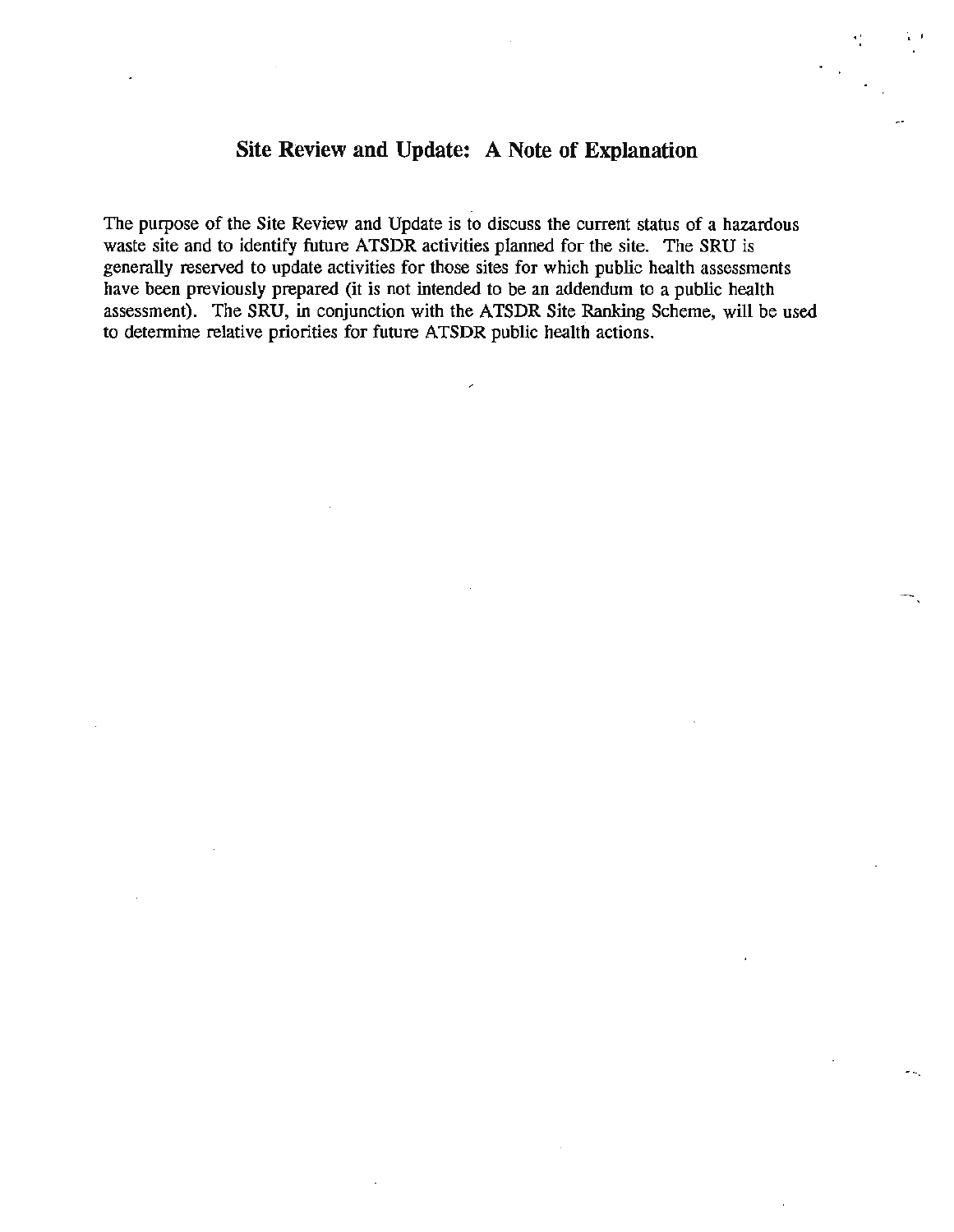# Site Review and Update: A Note of Explanation

The purpose of the Site Review and Update is to discuss the current status of a hazardous waste site and to identify future ATSDR activities planned for the site. The SRU is generally reserved to update activities for those sites for which public health assessments have been previously prepared (it is not intended to be an addendum to a public health assessment). The SRU, in conjunction with the ATSDR Site Ranking Scheme, will be used to determine relative priorities for future ATSDR public health actions.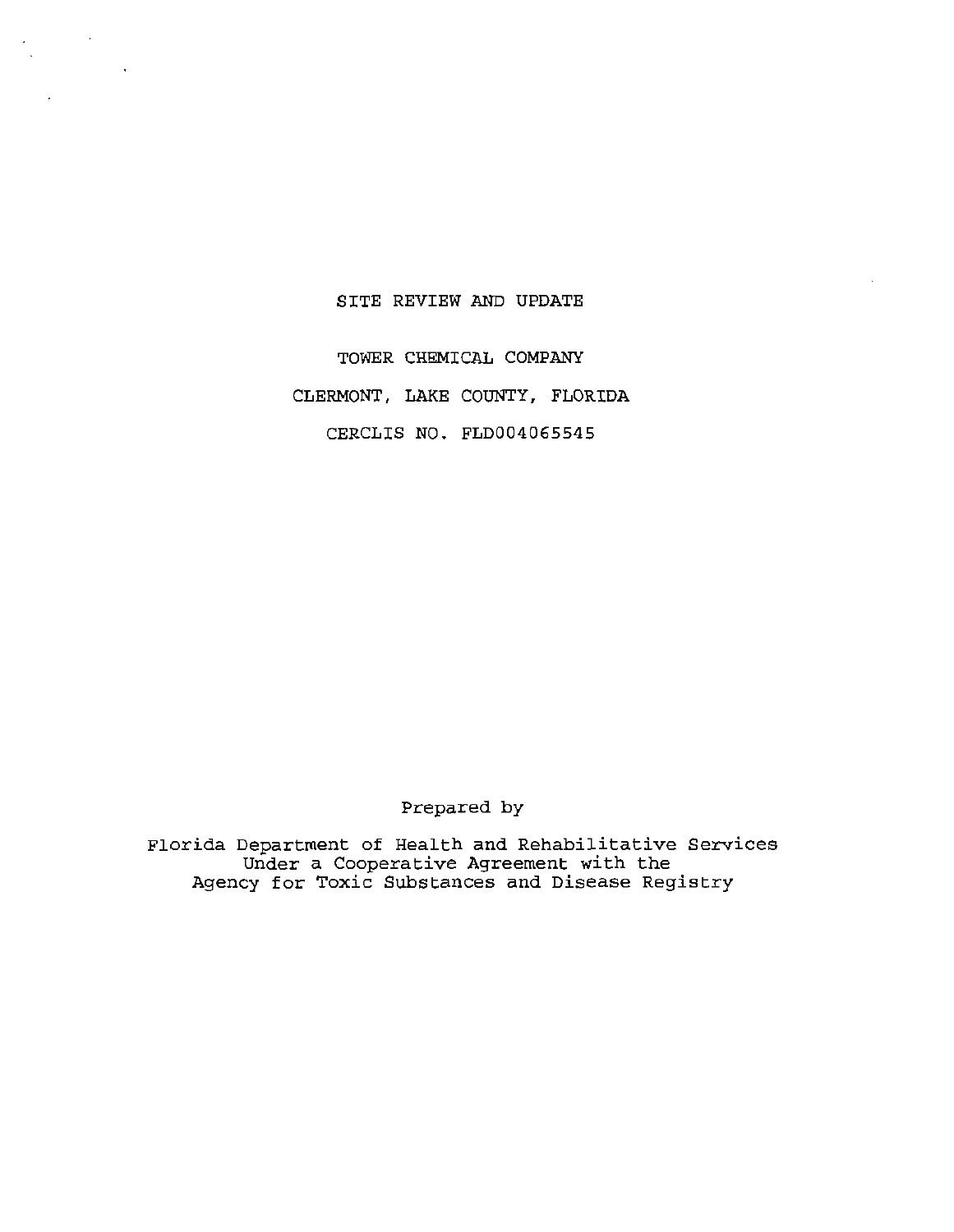# SITE REVIEW AND UPDATE

## TOWER CHEMICAL COMPANY

## CLERMONT, LAKE COUNTY, FLORIDA

## CERCLIS NO. FLD004065545

Prepared by

Florida Department of Health and Rehabilitative Services
Under a Cooperative Agreement with the
Agency for Toxic Substances and Disease Registry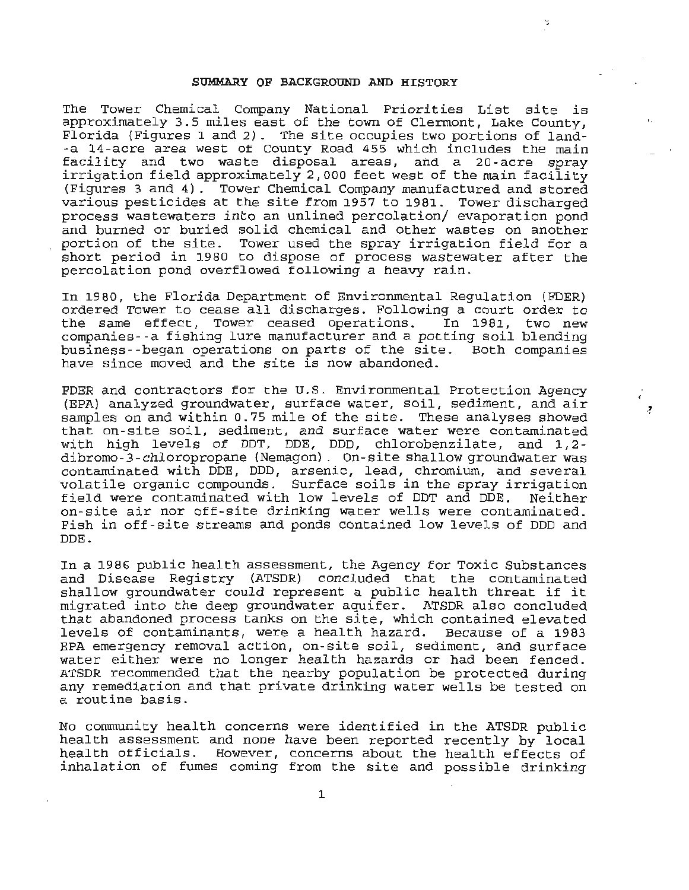## SUMMARY OF BACKGROUND AND HISTORY

The Tower Chemical Company National Priorities List site is approximately 3.5 miles east of the town of Clermont, Lake County, Florida (Figures 1 and 2). The site occupies two portions of land--a 14-acre area west of County Road 455 which includes the main facility and two waste disposal areas, and a 20-acre spray irrigation field approximately 2,000 feet west of the main facility (Figures 3 and 4). Tower Chemical Company manufactured and stored various pesticides at the site from 1957 to 1981. Tower discharged process wastewaters into an unlined percolation/ evaporation pond and burned or buried solid chemical and other wastes on another portion of the site. Tower used the spray irrigation field for a short period in 1980 to dispose of process wastewater after the percolation pond overflowed following a heavy rain.

In 1980, the Florida Department of Environmental Regulation (FDER) ordered Tower to cease all discharges. Following a court order to the same effect, Tower ceased operations. In 1981, two new companies--a fishing lure manufacturer and a potting soil blending business--began operations on parts of the site. Both companies have since moved and the site is now abandoned.

FDER and contractors for the U.S. Environmental Protection Agency (EPA) analyzed groundwater, surface water, soil, sediment, and air samples on and within 0.75 mile of the site. These analyses showed that on-site soil, sediment, and surface water were contaminated with high levels of DDT, DDE, DDD, chlorobenzilate, and 1,2-dibromo-3-chloropropane (Nemagon). On-site shallow groundwater was contaminated with DDE, DDD, arsenic, lead, chromium, and several volatile organic compounds. Surface soils in the spray irrigation field were contaminated with low levels of DDT and DDE. Neither on-site air nor off-site drinking water wells were contaminated. Fish in off-site streams and ponds contained low levels of DDD and DDE.

In a 1986 public health assessment, the Agency for Toxic Substances and Disease Registry (ATSDR) concluded that the contaminated shallow groundwater could represent a public health threat if it migrated into the deep groundwater aquifer. ATSDR also concluded that abandoned process tanks on the site, which contained elevated levels of contaminants, were a health hazard. Because of a 1983 EPA emergency removal action, on-site soil, sediment, and surface water either were no longer health hazards or had been fenced. ATSDR recommended that the nearby population be protected during any remediation and that private drinking water wells be tested on a routine basis.

No community health concerns were identified in the ATSDR public health assessment and none have been reported recently by local health officials. However, concerns about the health effects of inhalation of fumes coming from the site and possible drinking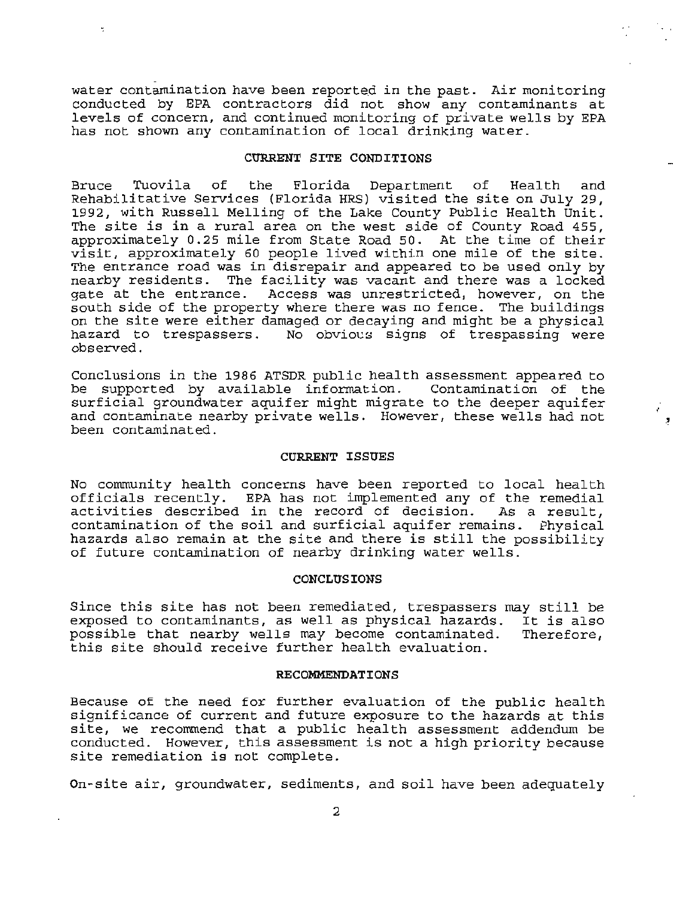water contamination have been reported in the past. Air monitoring conducted by EPA contractors did not show any contaminants at levels of concern, and continued monitoring of private wells by EPA has not shown any contamination of local drinking water.

## CURRENT SITE CONDITIONS

Bruce Tuovila of the Florida Department of Health and Rehabilitative Services (Florida HRS) visited the site on July 29, 1992, with Russell Melling of the Lake County Public Health Unit. The site is in a rural area on the west side of County Road 455, approximately 0.25 mile from State Road 50. At the time of their visit, approximately 60 people lived within one mile of the site. The entrance road was in disrepair and appeared to be used only by nearby residents. The facility was vacant and there was a locked gate at the entrance. Access was unrestricted, however, on the south side of the property where there was no fence. The buildings on the site were either damaged or decaying and might be a physical hazard to trespassers. No obvious signs of trespassing were observed.

Conclusions in the 1986 ATSDR public health assessment appeared to be supported by available information. Contamination of the surficial groundwater aquifer might migrate to the deeper aquifer and contaminate nearby private wells. However, these wells had not been contaminated.

## CURRENT ISSUES

No community health concerns have been reported to local health officials recently. EPA has not implemented any of the remedial activities described in the record of decision. As a result, contamination of the soil and surficial aquifer remains. Physical hazards also remain at the site and there is still the possibility of future contamination of nearby drinking water wells.

## CONCLUSIONS

Since this site has not been remediated, trespassers may still be exposed to contaminants, as well as physical hazards. It is also possible that nearby wells may become contaminated. Therefore, this site should receive further health evaluation.

## RECOMMENDATIONS

Because of the need for further evaluation of the public health significance of current and future exposure to the hazards at this site, we recommend that a public health assessment addendum be conducted. However, this assessment is not a high priority because site remediation is not complete.

On-site air, groundwater, sediments, and soil have been adequately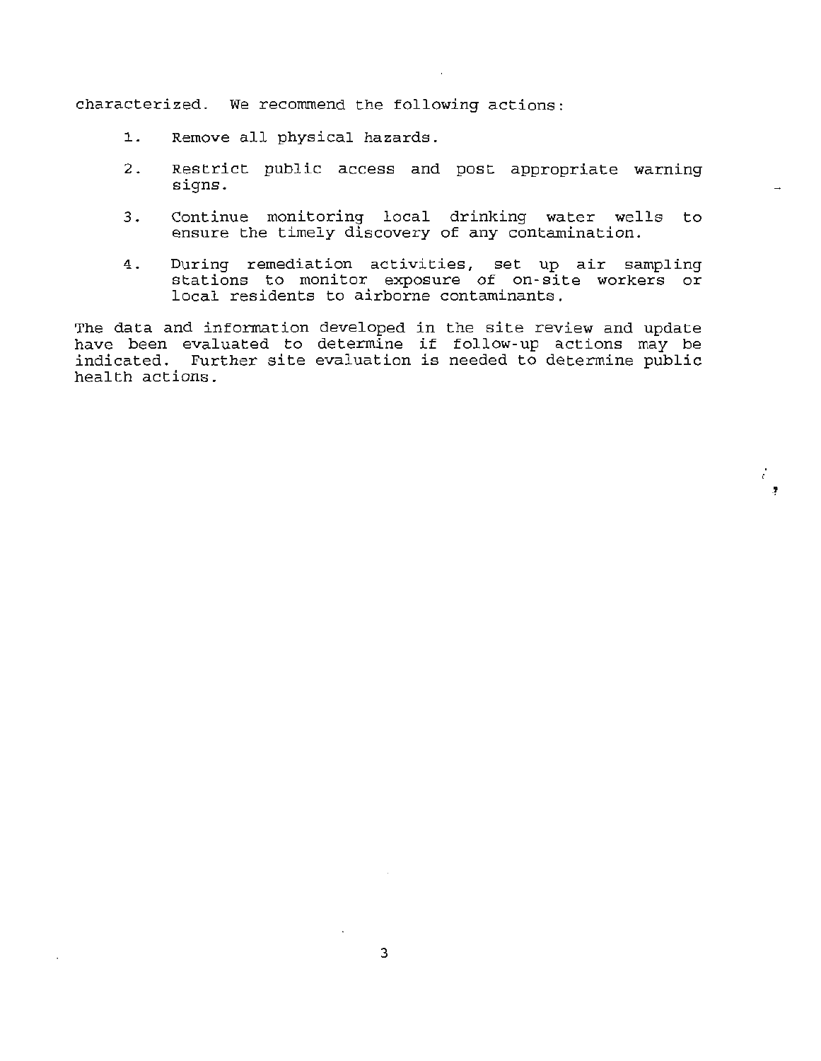characterized. We recommend the following actions:

1. Remove all physical hazards.
2. Restrict public access and post appropriate warning signs.
3. Continue monitoring local drinking water wells to ensure the timely discovery of any contamination.
4. During remediation activities, set up air sampling stations to monitor exposure of on-site workers or local residents to airborne contaminants.

The data and information developed in the site review and update have been evaluated to determine if follow-up actions may be indicated. Further site evaluation is needed to determine public health actions.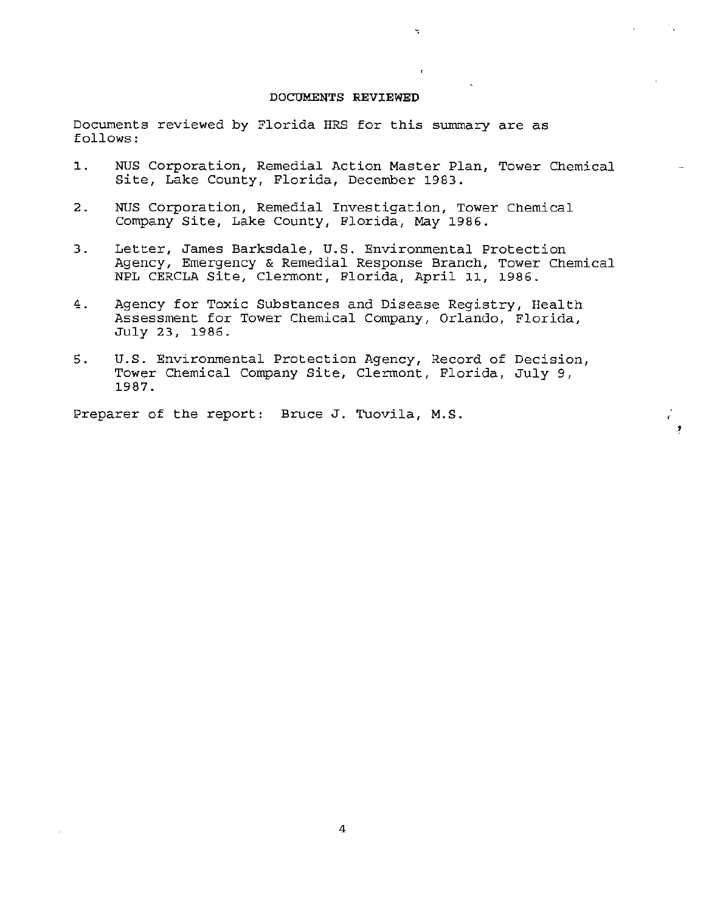## DOCUMENTS REVIEWED

Documents reviewed by Florida HRS for this summary are as follows:

1. NUS Corporation, Remedial Action Master Plan, Tower Chemical Site, Lake County, Florida, December 1983.

2. NUS Corporation, Remedial Investigation, Tower Chemical Company Site, Lake County, Florida, May 1986.

3. Letter, James Barksdale, U.S. Environmental Protection Agency, Emergency & Remedial Response Branch, Tower Chemical NPL CERCLA Site, Clermont, Florida, April 11, 1986.

4. Agency for Toxic Substances and Disease Registry, Health Assessment for Tower Chemical Company, Orlando, Florida, July 23, 1986.

5. U.S. Environmental Protection Agency, Record of Decision, Tower Chemical Company Site, Clermont, Florida, July 9, 1987.

Preparer of the report: Bruce J. Tuovila, M.S.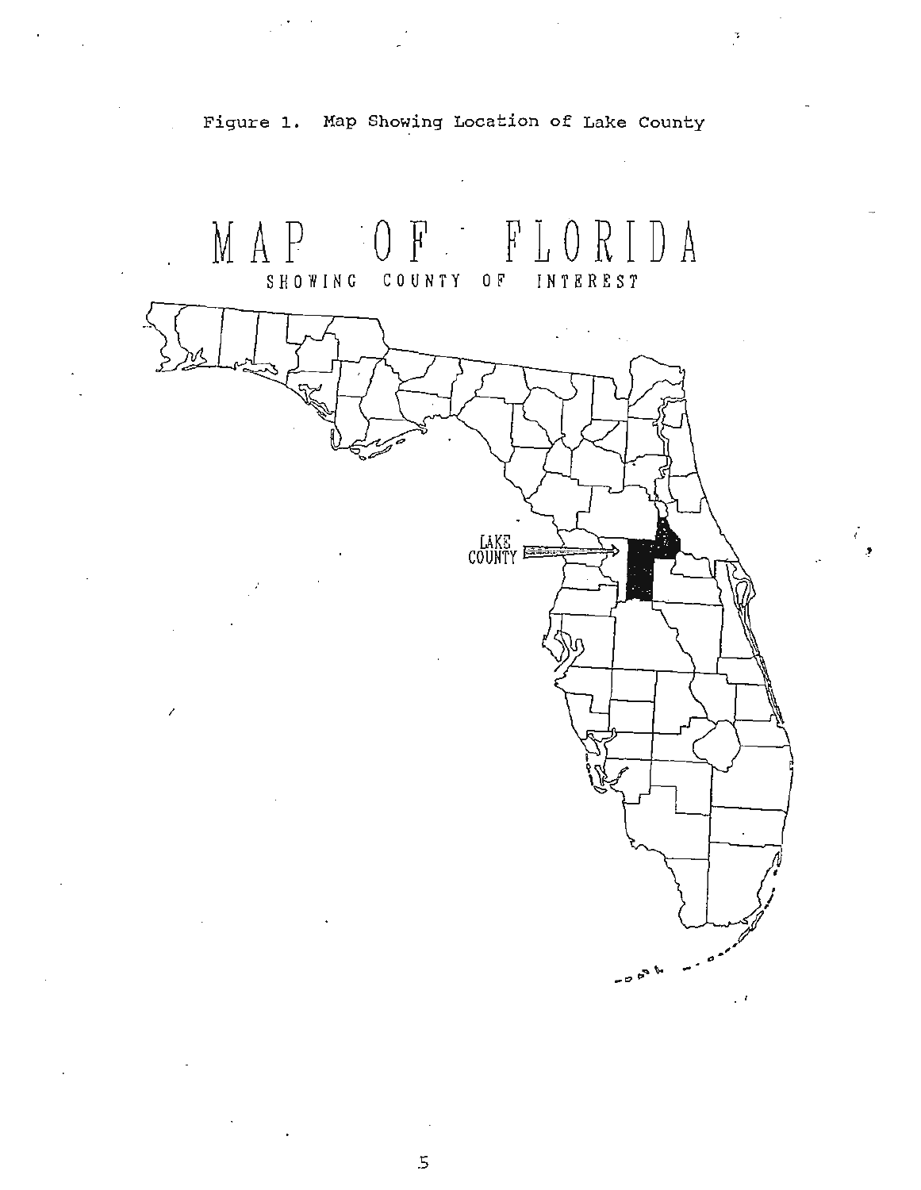Figure 1. Map Showing Location of Lake County

MAP OF FLORIDA

SHOWING COUNTY OF INTEREST

LAKE COUNTY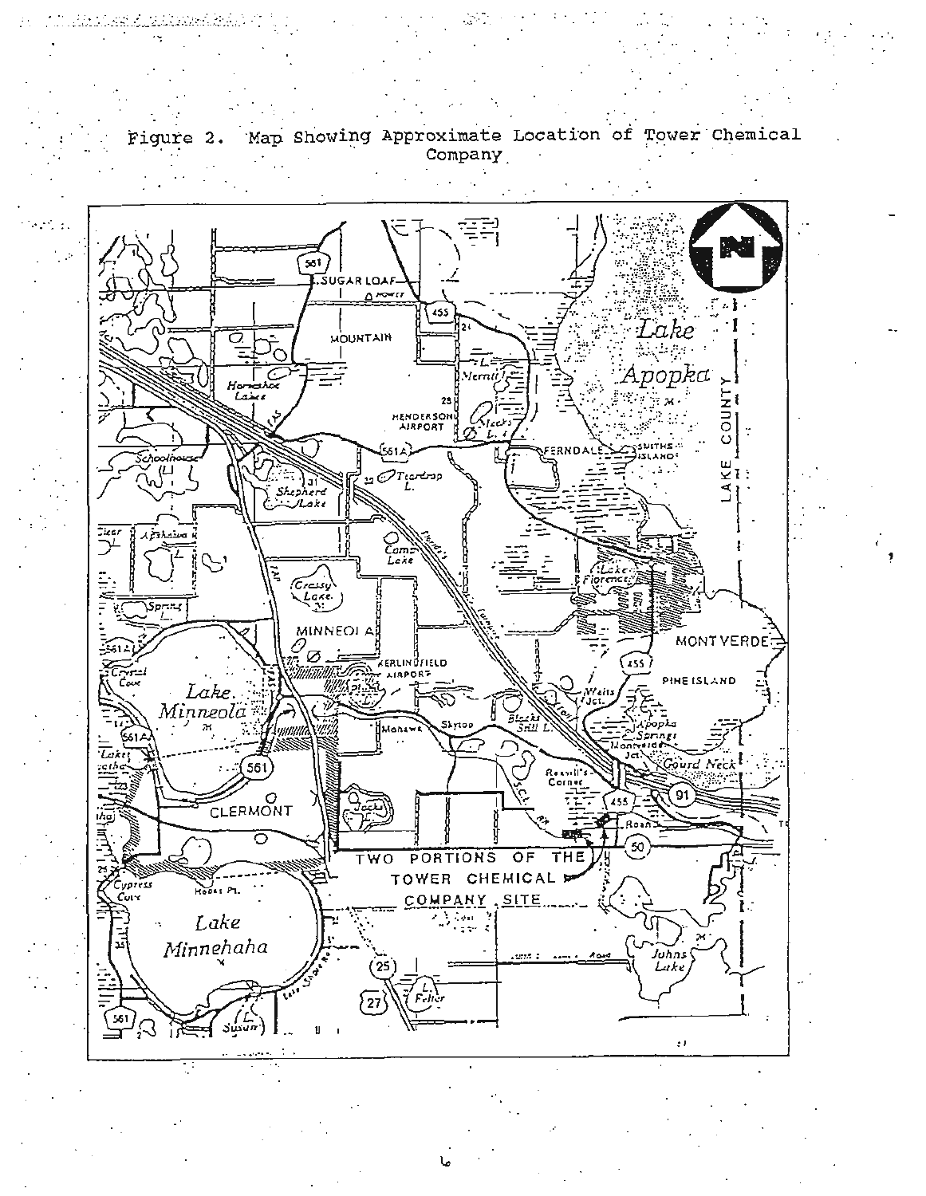Figure 2. Map Showing Approximate Location of Tower Chemical Company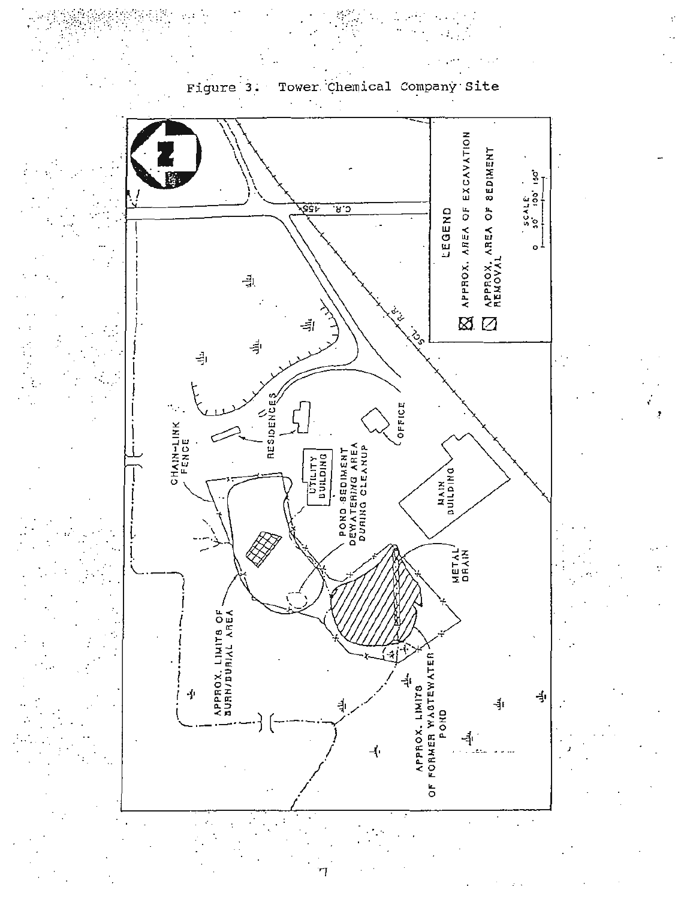Figure 3. Tower Chemical Company Site

LEGEND

- APPROX. AREA OF EXCAVATION
- APPROX. AREA OF SEDIMENT REMOVAL

SCALE: 0 50' 100' 150'

C.R. 455

S.C.L. R.R.

RESIDENCES

OFFICE

CHAIN-LINK FENCE

UTILITY BUILDING

MAIN BUILDING

POND SEDIMENT DEWATERING AREA DURING CLEANUP

METAL DRAIN

APPROX. LIMITS OF BURN/BURIAL AREA

APPROX. LIMITS OF FORMER WASTEWATER POND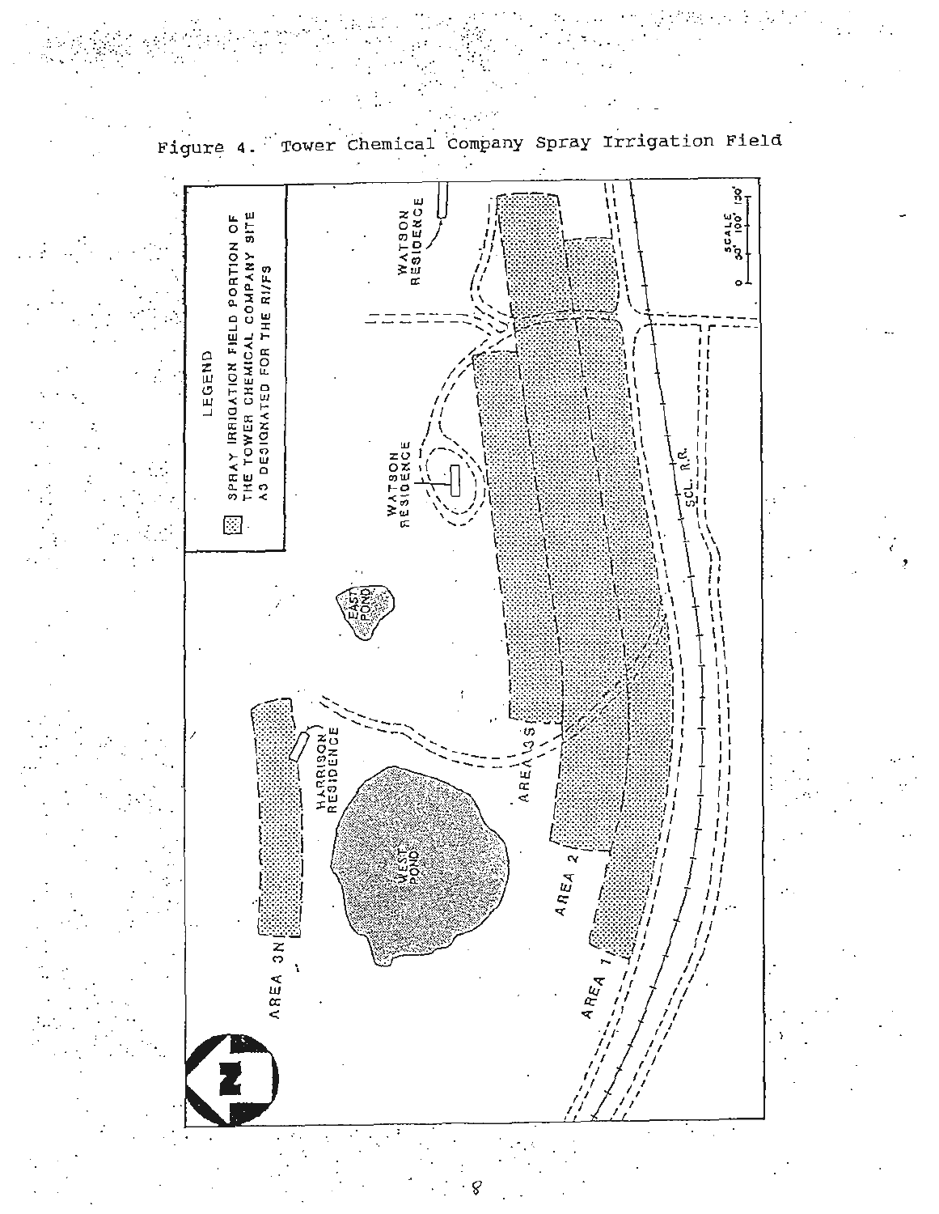Figure 4. Tower Chemical Company Spray Irrigation Field

LEGEND

SPRAY IRRIGATION FIELD PORTION OF THE TOWER CHEMICAL COMPANY SITE AS DESIGNATED FOR THE RI/FS

WATSON RESIDENCE

WATSON RESIDENCE

HARRISON RESIDENCE

EAST POND

WEST POND

AREA 3N

AREA 3S

AREA 2

AREA 1

SCL. R.R.

SCALE 0 50' 100' 150'

N